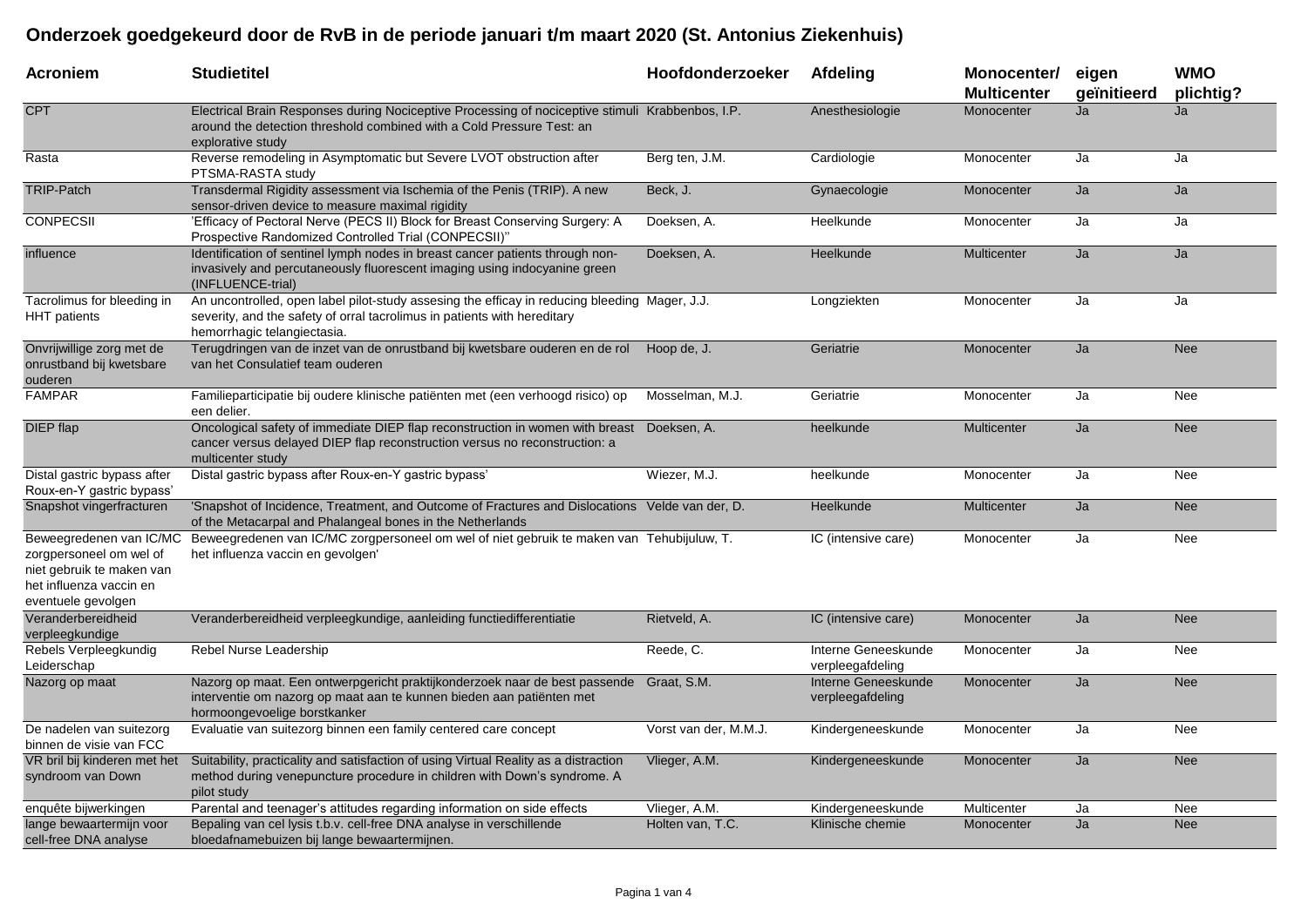# Onderzoek goedgekeurd door de RvB in de periode januari t/m maart 2020 (St. Antonius Ziekenhuis)

| Acroniem | Studietitel | Hoofdonderzoeker | Afdeling | Monocenter/ Multicenter | eigen geïnitieerd | WMO plichtig? |
|---|---|---|---|---|---|---|
| CPT | Electrical Brain Responses during Nociceptive Processing of nociceptive stimuli around the detection threshold combined with a Cold Pressure Test: an explorative study | Krabbenbos, I.P. | Anesthesiologie | Monocenter | Ja | Ja |
| Rasta | Reverse remodeling in Asymptomatic but Severe LVOT obstruction after PTSMA-RASTA study | Berg ten, J.M. | Cardiologie | Monocenter | Ja | Ja |
| TRIP-Patch | Transdermal Rigidity assessment via Ischemia of the Penis (TRIP). A new sensor-driven device to measure maximal rigidity | Beck, J. | Gynaecologie | Monocenter | Ja | Ja |
| CONPECSII | 'Efficacy of Pectoral Nerve (PECS II) Block for Breast Conserving Surgery: A Prospective Randomized Controlled Trial (CONPECSII)'' | Doeksen, A. | Heelkunde | Monocenter | Ja | Ja |
| influence | Identification of sentinel lymph nodes in breast cancer patients through non-invasively and percutaneously fluorescent imaging using indocyanine green (INFLUENCE-trial) | Doeksen, A. | Heelkunde | Multicenter | Ja | Ja |
| Tacrolimus for bleeding in HHT patients | An uncontrolled, open label pilot-study assesing the efficacy in reducing bleeding severity, and the safety of orral tacrolimus in patients with hereditary hemorrhagic telangiectasia. | Mager, J.J. | Longziekten | Monocenter | Ja | Ja |
| Onvrijwillige zorg met de onrustband bij kwetsbare ouderen | Terugdringen van de inzet van de onrustband bij kwetsbare ouderen en de rol van het Consulatief team ouderen | Hoop de, J. | Geriatrie | Monocenter | Ja | Nee |
| FAMPAR | Familieparticipatie bij oudere klinische patiënten met (een verhoogd risico) op een delier. | Mosselman, M.J. | Geriatrie | Monocenter | Ja | Nee |
| DIEP flap | Oncological safety of immediate DIEP flap reconstruction in women with breast cancer versus delayed DIEP flap reconstruction versus no reconstruction: a multicenter study | Doeksen, A. | heelkunde | Multicenter | Ja | Nee |
| Distal gastric bypass after Roux-en-Y gastric bypass' | Distal gastric bypass after Roux-en-Y gastric bypass' | Wiezer, M.J. | heelkunde | Monocenter | Ja | Nee |
| Snapshot vingerfracturen | 'Snapshot of Incidence, Treatment, and Outcome of Fractures and Dislocations of the Metacarpal and Phalangeal bones in the Netherlands | Velde van der, D. | Heelkunde | Multicenter | Ja | Nee |
| Beweegredenen van IC/MC zorgpersoneel om wel of niet gebruik te maken van het influenza vaccin en eventuele gevolgen | Beweegredenen van IC/MC zorgpersoneel om wel of niet gebruik te maken van het influenza vaccin en gevolgen' | Tehubijuluw, T. | IC (intensive care) | Monocenter | Ja | Nee |
| Veranderbereidheid verpleegkundige | Veranderbereidheid verpleegkundige, aanleiding functiedifferentiatie | Rietveld, A. | IC (intensive care) | Monocenter | Ja | Nee |
| Rebels Verpleegkundig Leiderschap | Rebel Nurse Leadership | Reede, C. | Interne Geneeskunde verpleegafdeling | Monocenter | Ja | Nee |
| Nazorg op maat | Nazorg op maat. Een ontwerpgericht praktijkonderzoek naar de best passende interventie om nazorg op maat aan te kunnen bieden aan patiënten met hormoongevoelige borstkanker | Graat, S.M. | Interne Geneeskunde verpleegafdeling | Monocenter | Ja | Nee |
| De nadelen van suitezorg binnen de visie van FCC | Evaluatie van suitezorg binnen een family centered care concept | Vorst van der, M.M.J. | Kindergeneeskunde | Monocenter | Ja | Nee |
| VR bril bij kinderen met het syndroom van Down | Suitability, practicality and satisfaction of using Virtual Reality as a distraction method during venepuncture procedure in children with Down's syndrome. A pilot study | Vlieger, A.M. | Kindergeneeskunde | Monocenter | Ja | Nee |
| enquête bijwerkingen | Parental and teenager's attitudes regarding information on side effects | Vlieger, A.M. | Kindergeneeskunde | Multicenter | Ja | Nee |
| lange bewaartermijn voor cell-free DNA analyse | Bepaling van cel lysis t.b.v. cell-free DNA analyse in verschillende bloedafnamebuizen bij lange bewaartermijnen. | Holten van, T.C. | Klinische chemie | Monocenter | Ja | Nee |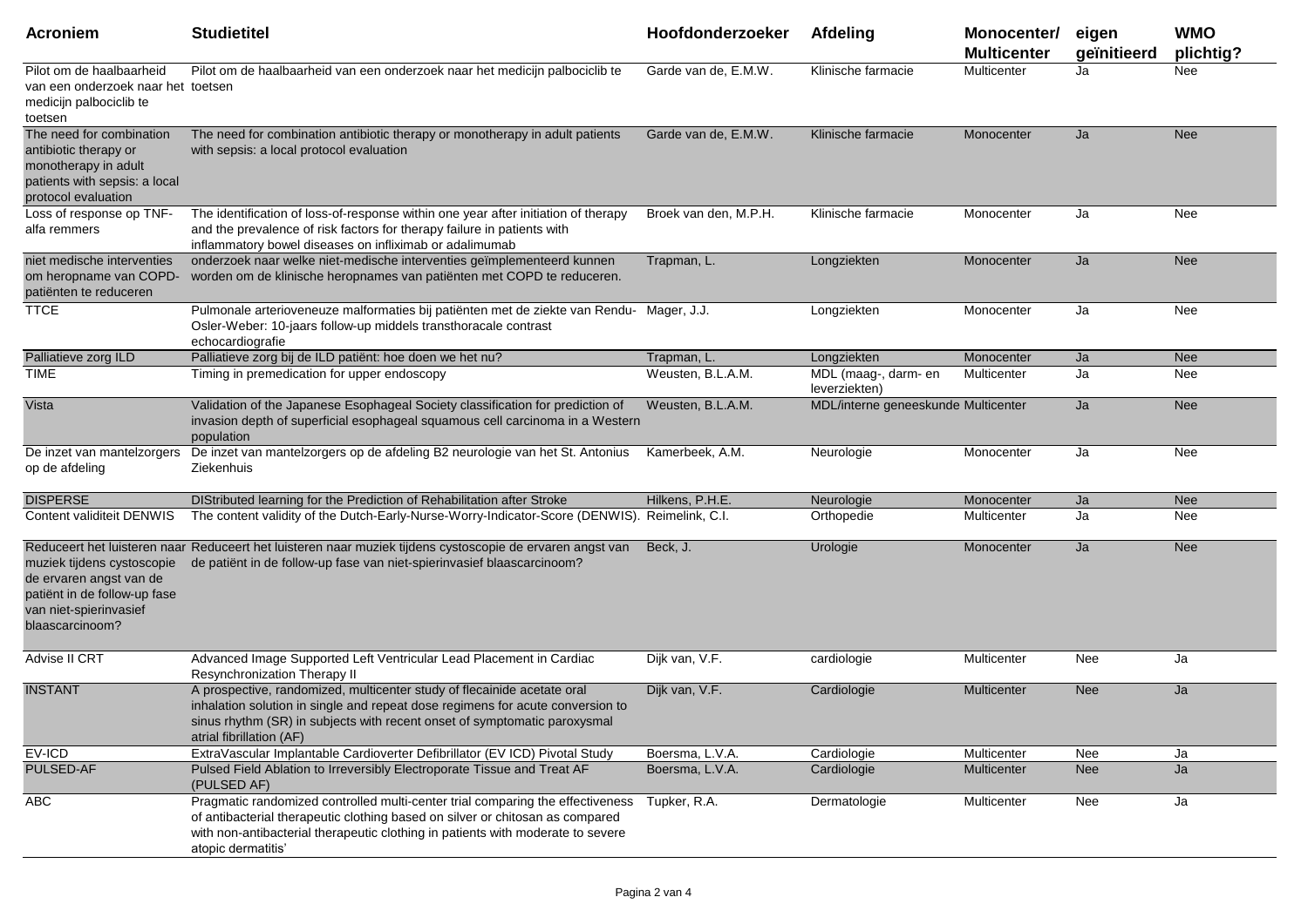| Acroniem | Studietitel | Hoofdonderzoeker | Afdeling | Monocenter/ Multicenter | eigen geïnitieerd | WMO plichtig? |
|---|---|---|---|---|---|---|
| Pilot om de haalbaarheid van een onderzoek naar het medicijn palbociclib te toetsen | Pilot om de haalbaarheid van een onderzoek naar het medicijn palbociclib te toetsen | Garde van de, E.M.W. | Klinische farmacie | Multicenter | Ja | Nee |
| The need for combination antibiotic therapy or monotherapy in adult patients with sepsis: a local protocol evaluation | The need for combination antibiotic therapy or monotherapy in adult patients with sepsis: a local protocol evaluation | Garde van de, E.M.W. | Klinische farmacie | Monocenter | Ja | Nee |
| Loss of response op TNF-alfa remmers | The identification of loss-of-response within one year after initiation of therapy and the prevalence of risk factors for therapy failure in patients with inflammatory bowel diseases on infliximab or adalimumab | Broek van den, M.P.H. | Klinische farmacie | Monocenter | Ja | Nee |
| niet medische interventies om heropname van COPD-patiënten te reduceren | onderzoek naar welke niet-medische interventies geïmplementeerd kunnen worden om de klinische heropnames van patiënten met COPD te reduceren. | Trapman, L. | Longziekten | Monocenter | Ja | Nee |
| TTCE | Pulmonale arterioveneuze malformaties bij patiënten met de ziekte van Rendu-Osler-Weber: 10-jaars follow-up middels transthoracale contrast echocardiografie | Mager, J.J. | Longziekten | Monocenter | Ja | Nee |
| Palliatieve zorg ILD | Palliatieve zorg bij de ILD patiënt: hoe doen we het nu? | Trapman, L. | Longziekten | Monocenter | Ja | Nee |
| TIME | Timing in premedication for upper endoscopy | Weusten, B.L.A.M. | MDL (maag-, darm- en leverziekten) | Multicenter | Ja | Nee |
| Vista | Validation of the Japanese Esophageal Society classification for prediction of invasion depth of superficial esophageal squamous cell carcinoma in a Western population | Weusten, B.L.A.M. | MDL/interne geneeskunde | Multicenter | Ja | Nee |
| De inzet van mantelzorgers op de afdeling | De inzet van mantelzorgers op de afdeling B2 neurologie van het St. Antonius Ziekenhuis | Kamerbeek, A.M. | Neurologie | Monocenter | Ja | Nee |
| DISPERSE | DIStributed learning for the Prediction of Rehabilitation after Stroke | Hilkens, P.H.E. | Neurologie | Monocenter | Ja | Nee |
| Content validiteit DENWIS | The content validity of the Dutch-Early-Nurse-Worry-Indicator-Score (DENWIS). | Reimelink, C.I. | Orthopedie | Multicenter | Ja | Nee |
| Reduceert het luisteren naar muziek tijdens cystoscopie de ervaren angst van de patiënt in de follow-up fase van niet-spierinvasief blaascarcinoom? | Reduceert het luisteren naar muziek tijdens cystoscopie de ervaren angst van de patiënt in de follow-up fase van niet-spierinvasief blaascarcinoom? | Beck, J. | Urologie | Monocenter | Ja | Nee |
| Advise II CRT | Advanced Image Supported Left Ventricular Lead Placement in Cardiac Resynchronization Therapy II | Dijk van, V.F. | cardiologie | Multicenter | Nee | Ja |
| INSTANT | A prospective, randomized, multicenter study of flecainide acetate oral inhalation solution in single and repeat dose regimens for acute conversion to sinus rhythm (SR) in subjects with recent onset of symptomatic paroxysmal atrial fibrillation (AF) | Dijk van, V.F. | Cardiologie | Multicenter | Nee | Ja |
| EV-ICD | ExtraVascular Implantable Cardioverter Defibrillator (EV ICD) Pivotal Study | Boersma, L.V.A. | Cardiologie | Multicenter | Nee | Ja |
| PULSED-AF | Pulsed Field Ablation to Irreversibly Electroporate Tissue and Treat AF (PULSED AF) | Boersma, L.V.A. | Cardiologie | Multicenter | Nee | Ja |
| ABC | Pragmatic randomized controlled multi-center trial comparing the effectiveness of antibacterial therapeutic clothing based on silver or chitosan as compared with non-antibacterial therapeutic clothing in patients with moderate to severe atopic dermatitis' | Tupker, R.A. | Dermatologie | Multicenter | Nee | Ja |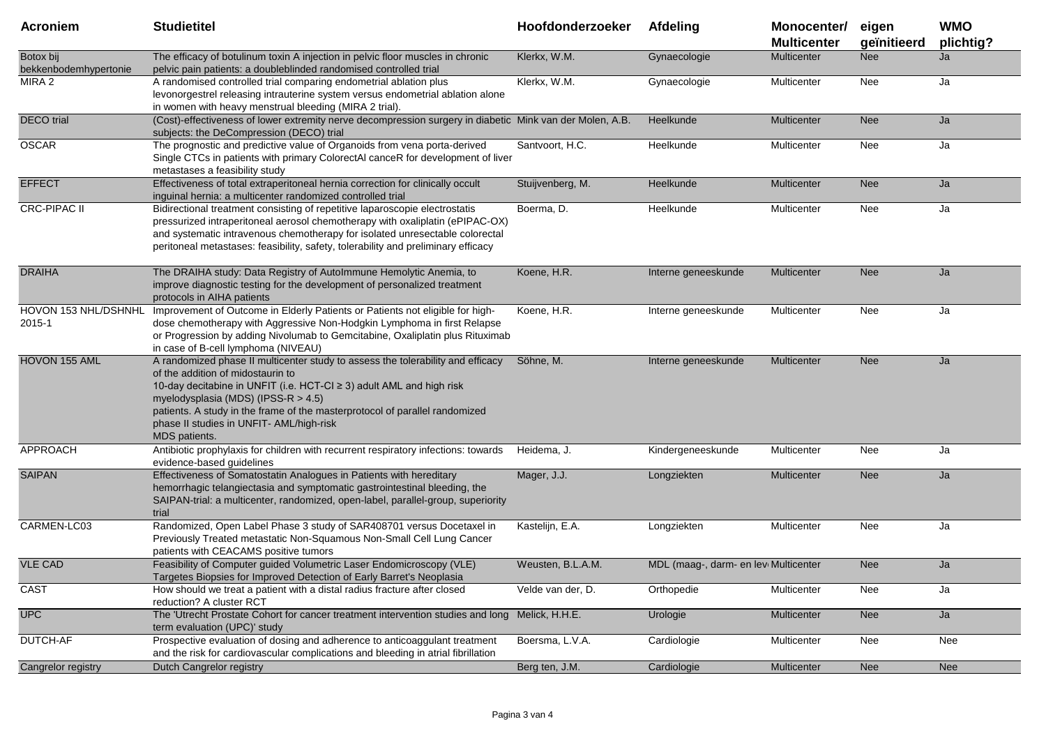| Acroniem | Studietitel | Hoofdonderzoeker | Afdeling | Monocenter/ Multicenter | eigen geïnitieerd | WMO plichtig? |
|---|---|---|---|---|---|---|
| Botox bij bekkenbodemhypertonie | The efficacy of botulinum toxin A injection in pelvic floor muscles in chronic pelvic pain patients: a doubleblinded randomised controlled trial | Klerkx, W.M. | Gynaecologie | Multicenter | Nee | Ja |
| MIRA 2 | A randomised controlled trial comparing endometrial ablation plus levonorgestrel releasing intrauterine system versus endometrial ablation alone in women with heavy menstrual bleeding (MIRA 2 trial). | Klerkx, W.M. | Gynaecologie | Multicenter | Nee | Ja |
| DECO trial | (Cost)-effectiveness of lower extremity nerve decompression surgery in diabetic subjects: the DeCompression (DECO) trial | Mink van der Molen, A.B. | Heelkunde | Multicenter | Nee | Ja |
| OSCAR | The prognostic and predictive value of Organoids from vena porta-derived Single CTCs in patients with primary ColorectAl canceR for development of liver metastases a feasibility study | Santvoort, H.C. | Heelkunde | Multicenter | Nee | Ja |
| EFFECT | Effectiveness of total extraperitoneal hernia correction for clinically occult inguinal hernia: a multicenter randomized controlled trial | Stuijvenberg, M. | Heelkunde | Multicenter | Nee | Ja |
| CRC-PIPAC II | Bidirectional treatment consisting of repetitive laparoscopie electrostatis pressurized intraperitoneal aerosol chemotherapy with oxaliplatin (ePIPAC-OX) and systematic intravenous chemotherapy for isolated unresectable colorectal peritoneal metastases: feasibility, safety, tolerability and preliminary efficacy | Boerma, D. | Heelkunde | Multicenter | Nee | Ja |
| DRAIHA | The DRAIHA study: Data Registry of AutoImmune Hemolytic Anemia, to improve diagnostic testing for the development of personalized treatment protocols in AIHA patients | Koene, H.R. | Interne geneeskunde | Multicenter | Nee | Ja |
| HOVON 153 NHL/DSHNHL 2015-1 | Improvement of Outcome in Elderly Patients or Patients not eligible for high-dose chemotherapy with Aggressive Non-Hodgkin Lymphoma in first Relapse or Progression by adding Nivolumab to Gemcitabine, Oxaliplatin plus Rituximab in case of B-cell lymphoma (NIVEAU) | Koene, H.R. | Interne geneeskunde | Multicenter | Nee | Ja |
| HOVON 155 AML | A randomized phase II multicenter study to assess the tolerability and efficacy of the addition of midostaurin to 10-day decitabine in UNFIT (i.e. HCT-CI ≥ 3) adult AML and high risk myelodysplasia (MDS) (IPSS-R > 4.5) patients. A study in the frame of the masterprotocol of parallel randomized phase II studies in UNFIT- AML/high-risk MDS patients. | Söhne, M. | Interne geneeskunde | Multicenter | Nee | Ja |
| APPROACH | Antibiotic prophylaxis for children with recurrent respiratory infections: towards evidence-based guidelines | Heidema, J. | Kindergeneeskunde | Multicenter | Nee | Ja |
| SAIPAN | Effectiveness of Somatostatin Analogues in Patients with hereditary hemorrhagic telangiectasia and symptomatic gastrointestinal bleeding, the SAIPAN-trial: a multicenter, randomized, open-label, parallel-group, superiority trial | Mager, J.J. | Longziekten | Multicenter | Nee | Ja |
| CARMEN-LC03 | Randomized, Open Label Phase 3 study of SAR408701 versus Docetaxel in Previously Treated metastatic Non-Squamous Non-Small Cell Lung Cancer patients with CEACAMS positive tumors | Kastelijn, E.A. | Longziekten | Multicenter | Nee | Ja |
| VLE CAD | Feasibility of Computer guided Volumetric Laser Endomicroscopy (VLE) Targetes Biopsies for Improved Detection of Early Barret's Neoplasia | Weusten, B.L.A.M. | MDL (maag-, darm- en lev | Multicenter | Nee | Ja |
| CAST | How should we treat a patient with a distal radius fracture after closed reduction? A cluster RCT | Velde van der, D. | Orthopedie | Multicenter | Nee | Ja |
| UPC | The 'Utrecht Prostate Cohort for cancer treatment intervention studies and long term evaluation (UPC)' study | Melick, H.H.E. | Urologie | Multicenter | Nee | Ja |
| DUTCH-AF | Prospective evaluation of dosing and adherence to anticoaggulant treatment and the risk for cardiovascular complications and bleeding in atrial fibrillation | Boersma, L.V.A. | Cardiologie | Multicenter | Nee | Nee |
| Cangrelor registry | Dutch Cangrelor registry | Berg ten, J.M. | Cardiologie | Multicenter | Nee | Nee |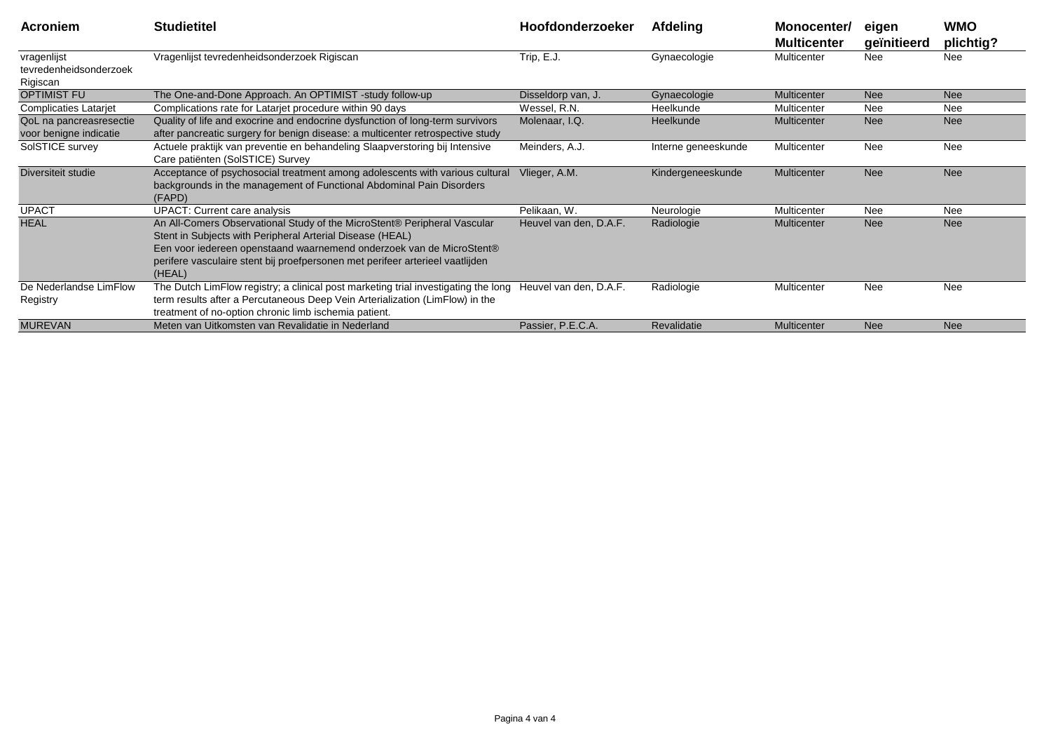| Acroniem | Studietitel | Hoofdonderzoeker | Afdeling | Monocenter/ Multicenter | eigen geïnitieerd | WMO plichtig? |
|---|---|---|---|---|---|---|
| vragenlijst tevredenheidsonderzoek Rigiscan | Vragenlijst tevredenheidsonderzoek Rigiscan | Trip, E.J. | Gynaecologie | Multicenter | Nee | Nee |
| OPTIMIST FU | The One-and-Done Approach. An OPTIMIST -study follow-up | Disseldorp van, J. | Gynaecologie | Multicenter | Nee | Nee |
| Complicaties Latarjet | Complications rate for Latarjet procedure within 90 days | Wessel, R.N. | Heelkunde | Multicenter | Nee | Nee |
| QoL na pancreasresectie voor benigne indicatie | Quality of life and exocrine and endocrine dysfunction of long-term survivors after pancreatic surgery for benign disease: a multicenter retrospective study | Molenaar, I.Q. | Heelkunde | Multicenter | Nee | Nee |
| SolSTICE survey | Actuele praktijk van preventie en behandeling Slaapverstoring bij Intensive Care patiënten (SolSTICE) Survey | Meinders, A.J. | Interne geneeskunde | Multicenter | Nee | Nee |
| Diversiteit studie | Acceptance of psychosocial treatment among adolescents with various cultural backgrounds in the management of Functional Abdominal Pain Disorders (FAPD) | Vlieger, A.M. | Kindergeneeskunde | Multicenter | Nee | Nee |
| UPACT | UPACT: Current care analysis | Pelikaan, W. | Neurologie | Multicenter | Nee | Nee |
| HEAL | An All-Comers Observational Study of the MicroStent® Peripheral Vascular Stent in Subjects with Peripheral Arterial Disease (HEAL) Een voor iedereen openstaand waarnemend onderzoek van de MicroStent® perifere vasculaire stent bij proefpersonen met perifeer arterieel vaatlijden (HEAL) | Heuvel van den, D.A.F. | Radiologie | Multicenter | Nee | Nee |
| De Nederlandse LimFlow Registry | The Dutch LimFlow registry; a clinical post marketing trial investigating the long term results after a Percutaneous Deep Vein Arterialization (LimFlow) in the treatment of no-option chronic limb ischemia patient. | Heuvel van den, D.A.F. | Radiologie | Multicenter | Nee | Nee |
| MUREVAN | Meten van Uitkomsten van Revalidatie in Nederland | Passier, P.E.C.A. | Revalidatie | Multicenter | Nee | Nee |